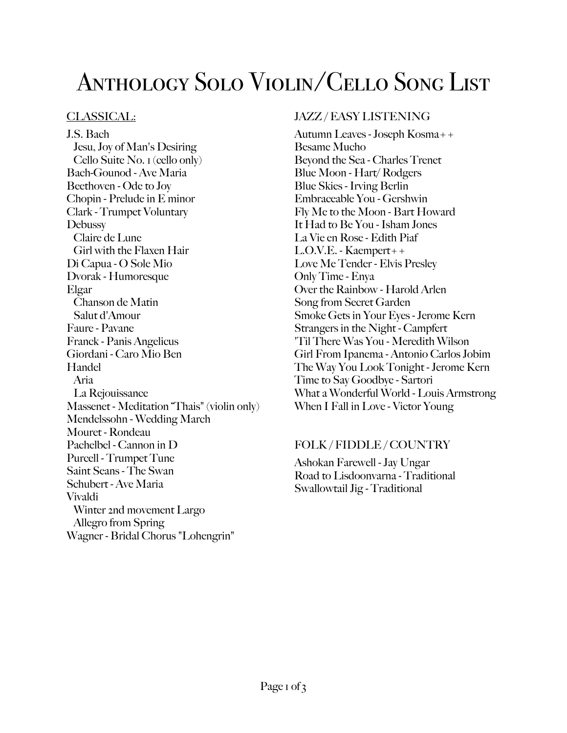# Anthology Solo Violin/Cello Song List

## CLASSICAL:

J.S. Bach
- Jesu, Joy of Man's Desiring
- Cello Suite No. 1 (cello only)

Bach-Gounod - Ave Maria
Beethoven - Ode to Joy
Chopin - Prelude in E minor
Clark - Trumpet Voluntary
Debussy
- Claire de Lune
- Girl with the Flaxen Hair

Di Capua - O Sole Mio
Dvorak - Humoresque
Elgar
- Chanson de Matin
- Salut d'Amour

Faure - Pavane
Franck - Panis Angelicus
Giordani - Caro Mio Ben
Handel
- Aria
- La Rejouissance

Massenet - Meditation "Thais" (violin only)
Mendelssohn - Wedding March
Mouret - Rondeau
Pachelbel - Cannon in D
Purcell - Trumpet Tune
Saint Seans - The Swan
Schubert - Ave Maria
Vivaldi
- Winter 2nd movement Largo
- Allegro from Spring

Wagner - Bridal Chorus "Lohengrin"

## JAZZ / EASY LISTENING

Autumn Leaves - Joseph Kosma++
Besame Mucho
Beyond the Sea - Charles Trenet
Blue Moon - Hart/ Rodgers
Blue Skies - Irving Berlin
Embraceable You - Gershwin
Fly Me to the Moon - Bart Howard
It Had to Be You - Isham Jones
La Vie en Rose - Edith Piaf
L.O.V.E. - Kaempert++
Love Me Tender - Elvis Presley
Only Time - Enya
Over the Rainbow - Harold Arlen
Song from Secret Garden
Smoke Gets in Your Eyes - Jerome Kern
Strangers in the Night - Campfert
'Til There Was You - Meredith Wilson
Girl From Ipanema - Antonio Carlos Jobim
The Way You Look Tonight - Jerome Kern
Time to Say Goodbye - Sartori
What a Wonderful World - Louis Armstrong
When I Fall in Love - Victor Young

## FOLK / FIDDLE / COUNTRY

Ashokan Farewell - Jay Ungar
Road to Lisdoonvarna - Traditional
Swallowtail Jig - Traditional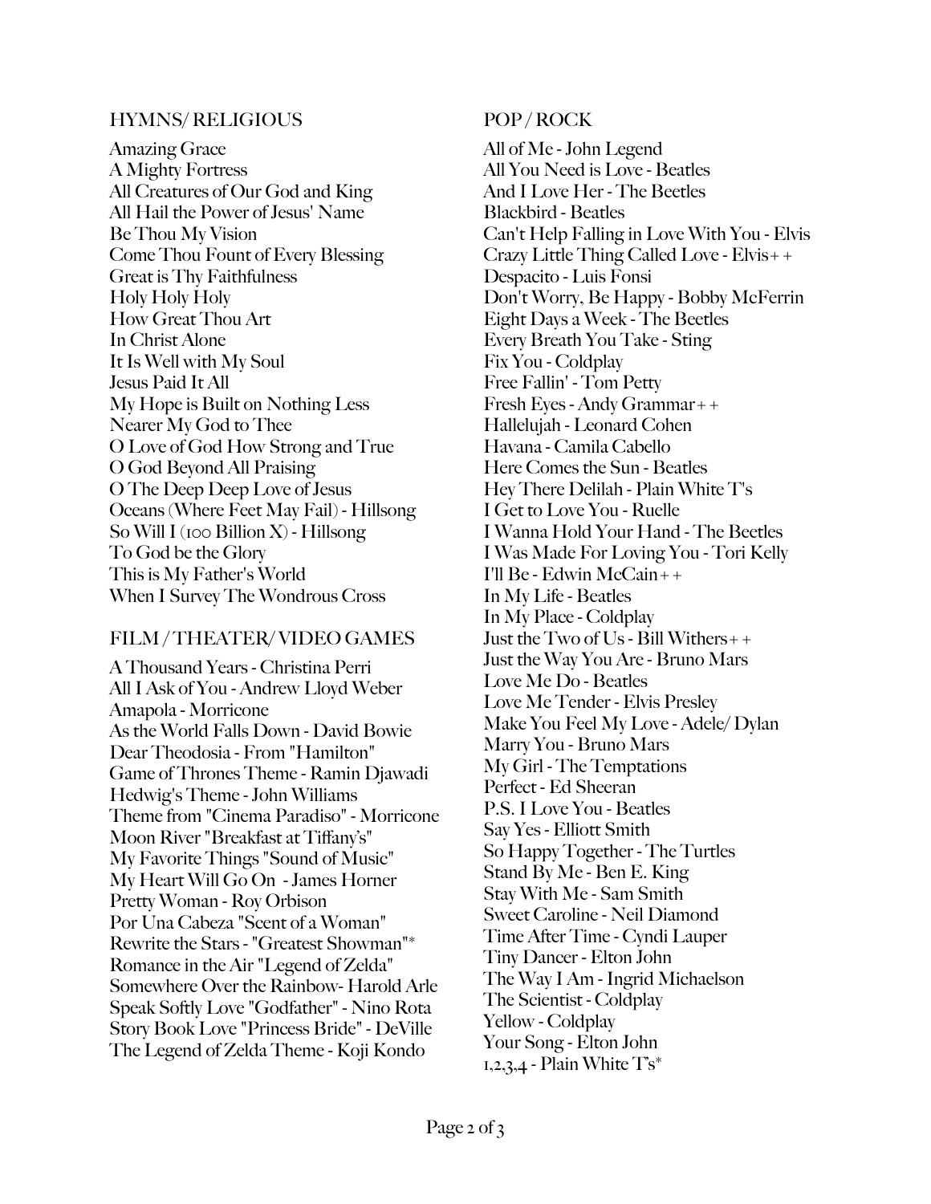## HYMNS/ RELIGIOUS

Amazing Grace
A Mighty Fortress
All Creatures of Our God and King
All Hail the Power of Jesus' Name
Be Thou My Vision
Come Thou Fount of Every Blessing
Great is Thy Faithfulness
Holy Holy Holy
How Great Thou Art
In Christ Alone
It Is Well with My Soul
Jesus Paid It All
My Hope is Built on Nothing Less
Nearer My God to Thee
O Love of God How Strong and True
O God Beyond All Praising
O The Deep Deep Love of Jesus
Oceans (Where Feet May Fail) - Hillsong
So Will I (100 Billion X) - Hillsong
To God be the Glory
This is My Father's World
When I Survey The Wondrous Cross

## FILM / THEATER/ VIDEO GAMES

A Thousand Years - Christina Perri
All I Ask of You - Andrew Lloyd Weber
Amapola - Morricone
As the World Falls Down - David Bowie
Dear Theodosia - From "Hamilton"
Game of Thrones Theme - Ramin Djawadi
Hedwig's Theme - John Williams
Theme from "Cinema Paradiso" - Morricone
Moon River "Breakfast at Tiffany's"
My Favorite Things "Sound of Music"
My Heart Will Go On - James Horner
Pretty Woman - Roy Orbison
Por Una Cabeza "Scent of a Woman"
Rewrite the Stars - "Greatest Showman"*
Romance in the Air "Legend of Zelda"
Somewhere Over the Rainbow- Harold Arle
Speak Softly Love "Godfather" - Nino Rota
Story Book Love "Princess Bride" - DeVille
The Legend of Zelda Theme - Koji Kondo

## POP / ROCK

All of Me - John Legend
All You Need is Love - Beatles
And I Love Her - The Beetles
Blackbird - Beatles
Can't Help Falling in Love With You - Elvis
Crazy Little Thing Called Love - Elvis++
Despacito - Luis Fonsi
Don't Worry, Be Happy - Bobby McFerrin
Eight Days a Week - The Beetles
Every Breath You Take - Sting
Fix You - Coldplay
Free Fallin' - Tom Petty
Fresh Eyes - Andy Grammar++
Hallelujah - Leonard Cohen
Havana - Camila Cabello
Here Comes the Sun - Beatles
Hey There Delilah - Plain White T's
I Get to Love You - Ruelle
I Wanna Hold Your Hand - The Beetles
I Was Made For Loving You - Tori Kelly
I'll Be - Edwin McCain++
In My Life - Beatles
In My Place - Coldplay
Just the Two of Us - Bill Withers++
Just the Way You Are - Bruno Mars
Love Me Do - Beatles
Love Me Tender - Elvis Presley
Make You Feel My Love - Adele/ Dylan
Marry You - Bruno Mars
My Girl - The Temptations
Perfect - Ed Sheeran
P.S. I Love You - Beatles
Say Yes - Elliott Smith
So Happy Together - The Turtles
Stand By Me - Ben E. King
Stay With Me - Sam Smith
Sweet Caroline - Neil Diamond
Time After Time - Cyndi Lauper
Tiny Dancer - Elton John
The Way I Am - Ingrid Michaelson
The Scientist - Coldplay
Yellow - Coldplay
Your Song - Elton John
1,2,3,4 - Plain White T's*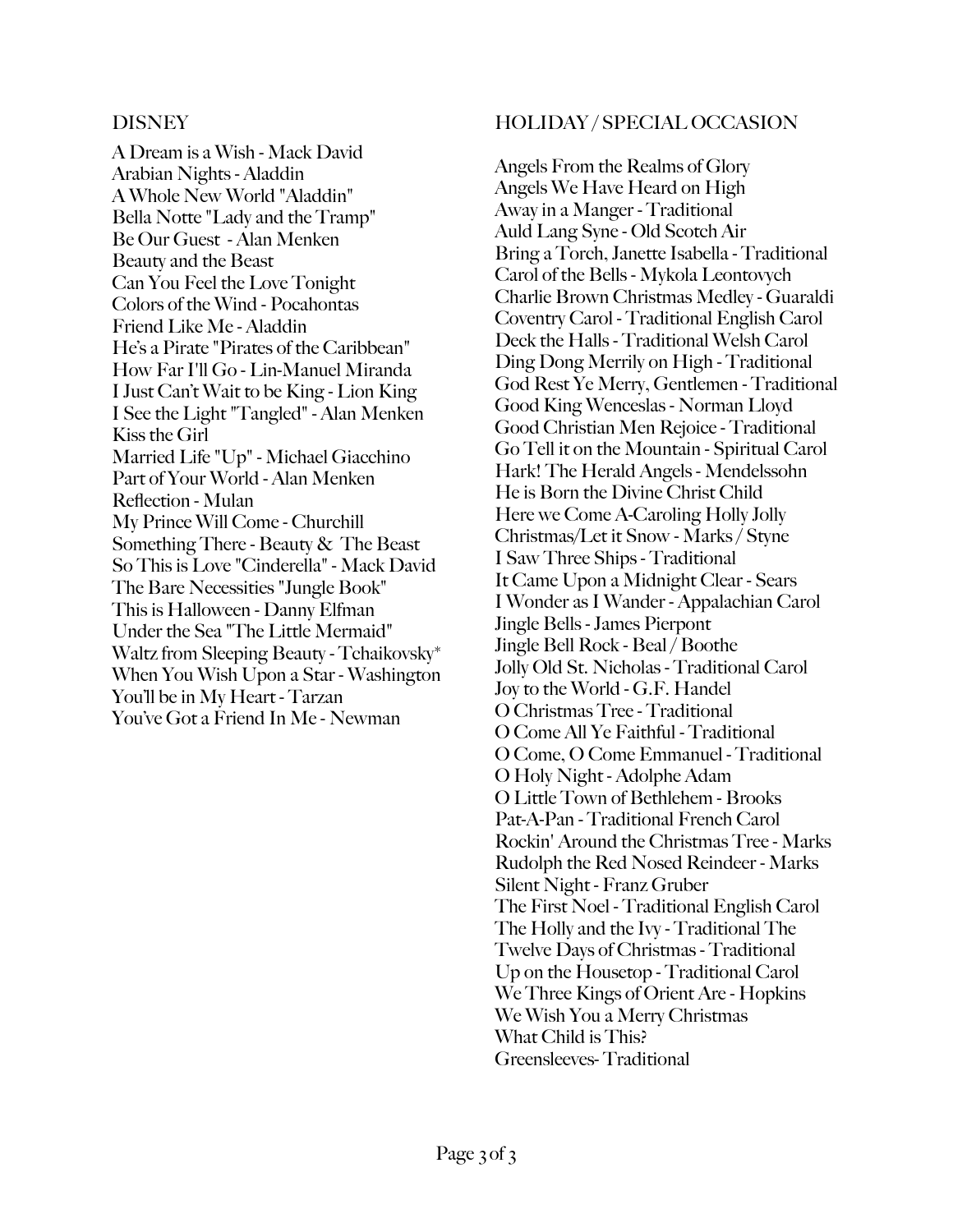## DISNEY

A Dream is a Wish - Mack David
Arabian Nights - Aladdin
A Whole New World "Aladdin"
Bella Notte "Lady and the Tramp"
Be Our Guest - Alan Menken
Beauty and the Beast
Can You Feel the Love Tonight
Colors of the Wind - Pocahontas
Friend Like Me - Aladdin
He's a Pirate "Pirates of the Caribbean"
How Far I'll Go - Lin-Manuel Miranda
I Just Can't Wait to be King - Lion King
I See the Light "Tangled" - Alan Menken
Kiss the Girl
Married Life "Up" - Michael Giacchino
Part of Your World - Alan Menken
Reflection - Mulan
My Prince Will Come - Churchill
Something There - Beauty & The Beast
So This is Love "Cinderella" - Mack David
The Bare Necessities "Jungle Book"
This is Halloween - Danny Elfman
Under the Sea "The Little Mermaid"
Waltz from Sleeping Beauty - Tchaikovsky*
When You Wish Upon a Star - Washington
You'll be in My Heart - Tarzan
You've Got a Friend In Me - Newman

## HOLIDAY / SPECIAL OCCASION

Angels From the Realms of Glory
Angels We Have Heard on High
Away in a Manger - Traditional
Auld Lang Syne - Old Scotch Air
Bring a Torch, Janette Isabella - Traditional
Carol of the Bells - Mykola Leontovych
Charlie Brown Christmas Medley - Guaraldi
Coventry Carol - Traditional English Carol
Deck the Halls - Traditional Welsh Carol
Ding Dong Merrily on High - Traditional
God Rest Ye Merry, Gentlemen - Traditional
Good King Wenceslas - Norman Lloyd
Good Christian Men Rejoice - Traditional
Go Tell it on the Mountain - Spiritual Carol
Hark! The Herald Angels - Mendelssohn
He is Born the Divine Christ Child
Here we Come A-Caroling Holly Jolly
Christmas/Let it Snow - Marks / Styne
I Saw Three Ships - Traditional
It Came Upon a Midnight Clear - Sears
I Wonder as I Wander - Appalachian Carol
Jingle Bells - James Pierpont
Jingle Bell Rock - Beal / Boothe
Jolly Old St. Nicholas - Traditional Carol
Joy to the World - G.F. Handel
O Christmas Tree - Traditional
O Come All Ye Faithful - Traditional
O Come, O Come Emmanuel - Traditional
O Holy Night - Adolphe Adam
O Little Town of Bethlehem - Brooks
Pat-A-Pan - Traditional French Carol
Rockin' Around the Christmas Tree - Marks
Rudolph the Red Nosed Reindeer - Marks
Silent Night - Franz Gruber
The First Noel - Traditional English Carol
The Holly and the Ivy - Traditional The
Twelve Days of Christmas - Traditional
Up on the Housetop - Traditional Carol
We Three Kings of Orient Are - Hopkins
We Wish You a Merry Christmas
What Child is This?
Greensleeves- Traditional